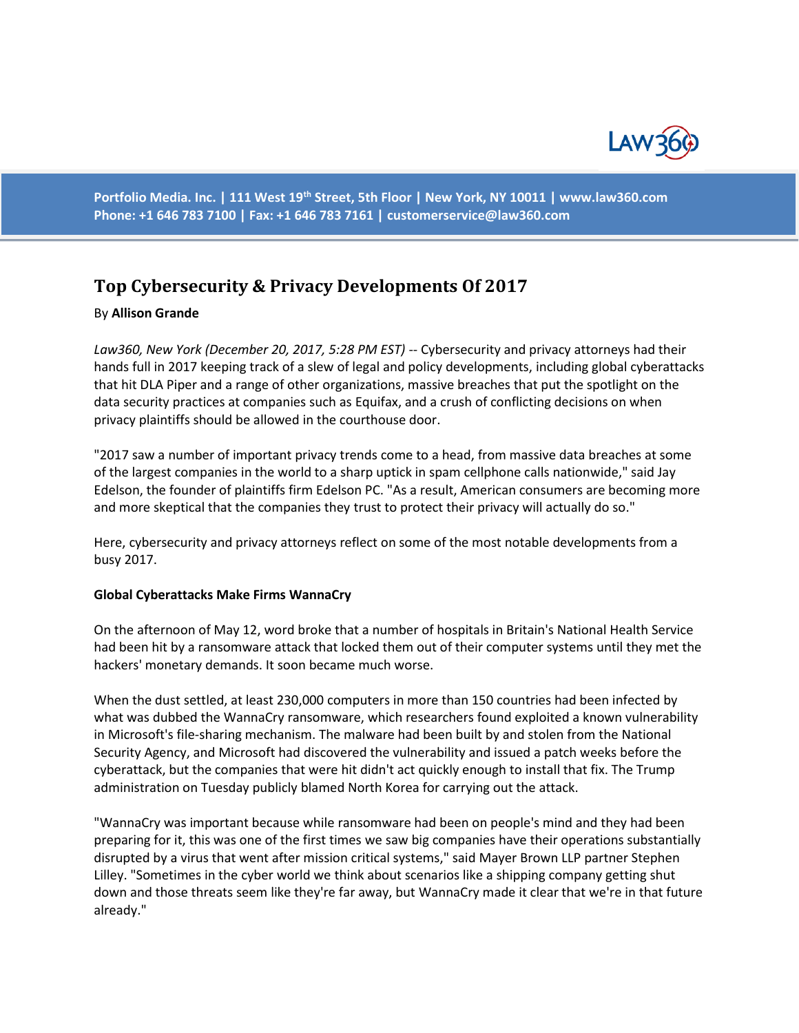# Top Cybersecurity & Privacy Developments Of 2017

By **Allison Grande**

*Law360, New York (December 20, 2017, 5:28 PM EST)* -- Cybersecurity and privacy attorneys had their hands full in 2017 keeping track of a slew of legal and policy developments, including global cyberattacks that hit DLA Piper and a range of other organizations, massive breaches that put the spotlight on the data security practices at companies such as Equifax, and a crush of conflicting decisions on when privacy plaintiffs should be allowed in the courthouse door.

"2017 saw a number of important privacy trends come to a head, from massive data breaches at some of the largest companies in the world to a sharp uptick in spam cellphone calls nationwide," said Jay Edelson, the founder of plaintiffs firm Edelson PC. "As a result, American consumers are becoming more and more skeptical that the companies they trust to protect their privacy will actually do so."

Here, cybersecurity and privacy attorneys reflect on some of the most notable developments from a busy 2017.

**Global Cyberattacks Make Firms WannaCry**

On the afternoon of May 12, word broke that a number of hospitals in Britain's National Health Service had been hit by a ransomware attack that locked them out of their computer systems until they met the hackers' monetary demands. It soon became much worse.

When the dust settled, at least 230,000 computers in more than 150 countries had been infected by what was dubbed the WannaCry ransomware, which researchers found exploited a known vulnerability in Microsoft's file-sharing mechanism. The malware had been built by and stolen from the National Security Agency, and Microsoft had discovered the vulnerability and issued a patch weeks before the cyberattack, but the companies that were hit didn't act quickly enough to install that fix. The Trump administration on Tuesday publicly blamed North Korea for carrying out the attack.

"WannaCry was important because while ransomware had been on people's mind and they had been preparing for it, this was one of the first times we saw big companies have their operations substantially disrupted by a virus that went after mission critical systems," said Mayer Brown LLP partner Stephen Lilley. "Sometimes in the cyber world we think about scenarios like a shipping company getting shut down and those threats seem like they're far away, but WannaCry made it clear that we're in that future already."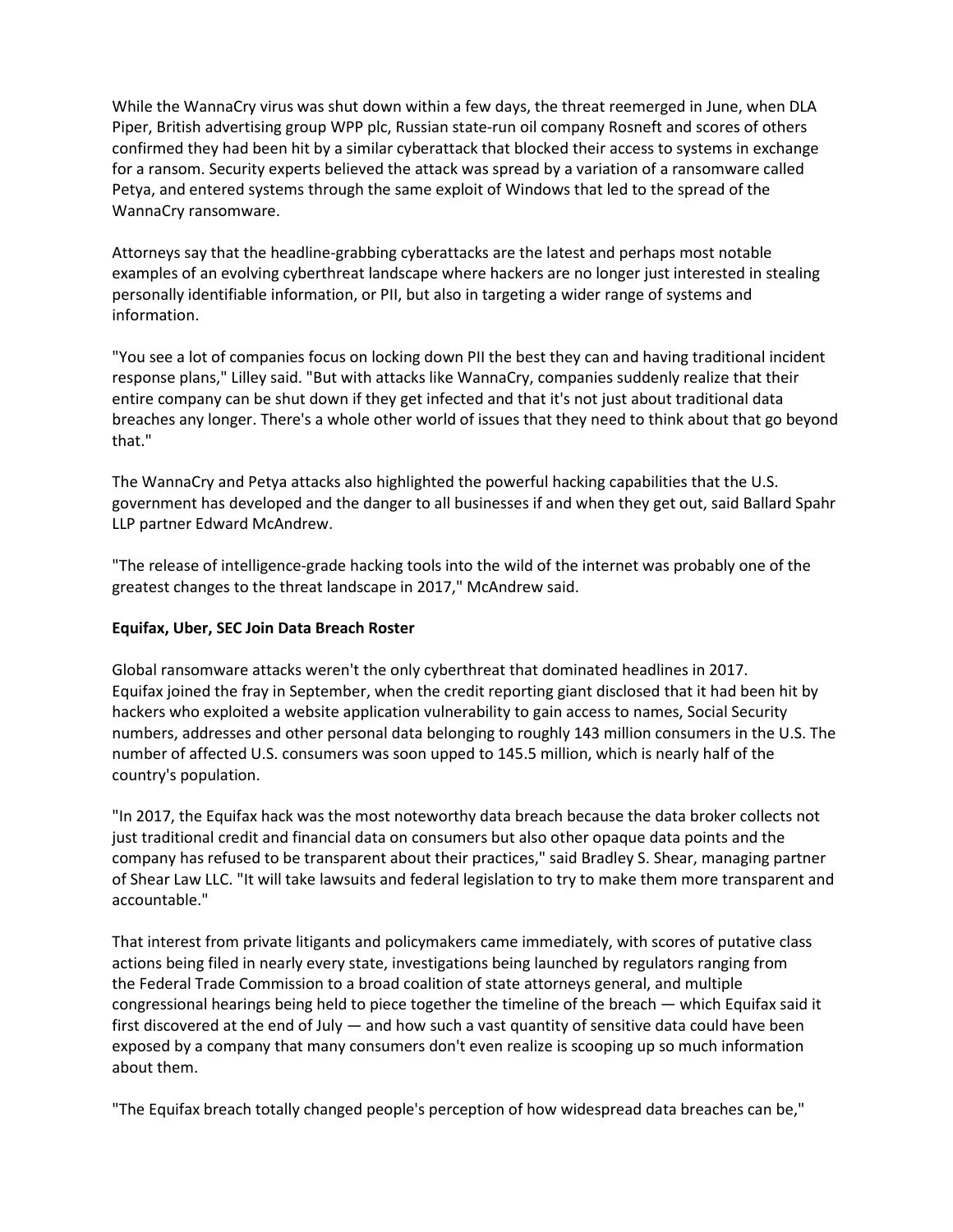While the WannaCry virus was shut down within a few days, the threat reemerged in June, when DLA Piper, British advertising group WPP plc, Russian state-run oil company Rosneft and scores of others confirmed they had been hit by a similar cyberattack that blocked their access to systems in exchange for a ransom. Security experts believed the attack was spread by a variation of a ransomware called Petya, and entered systems through the same exploit of Windows that led to the spread of the WannaCry ransomware.

Attorneys say that the headline-grabbing cyberattacks are the latest and perhaps most notable examples of an evolving cyberthreat landscape where hackers are no longer just interested in stealing personally identifiable information, or PII, but also in targeting a wider range of systems and information.

"You see a lot of companies focus on locking down PII the best they can and having traditional incident response plans," Lilley said. "But with attacks like WannaCry, companies suddenly realize that their entire company can be shut down if they get infected and that it's not just about traditional data breaches any longer. There's a whole other world of issues that they need to think about that go beyond that."

The WannaCry and Petya attacks also highlighted the powerful hacking capabilities that the U.S. government has developed and the danger to all businesses if and when they get out, said Ballard Spahr LLP partner Edward McAndrew.

"The release of intelligence-grade hacking tools into the wild of the internet was probably one of the greatest changes to the threat landscape in 2017," McAndrew said.

**Equifax, Uber, SEC Join Data Breach Roster**

Global ransomware attacks weren't the only cyberthreat that dominated headlines in 2017. Equifax joined the fray in September, when the credit reporting giant disclosed that it had been hit by hackers who exploited a website application vulnerability to gain access to names, Social Security numbers, addresses and other personal data belonging to roughly 143 million consumers in the U.S. The number of affected U.S. consumers was soon upped to 145.5 million, which is nearly half of the country's population.

"In 2017, the Equifax hack was the most noteworthy data breach because the data broker collects not just traditional credit and financial data on consumers but also other opaque data points and the company has refused to be transparent about their practices," said Bradley S. Shear, managing partner of Shear Law LLC. "It will take lawsuits and federal legislation to try to make them more transparent and accountable."

That interest from private litigants and policymakers came immediately, with scores of putative class actions being filed in nearly every state, investigations being launched by regulators ranging from the Federal Trade Commission to a broad coalition of state attorneys general, and multiple congressional hearings being held to piece together the timeline of the breach — which Equifax said it first discovered at the end of July — and how such a vast quantity of sensitive data could have been exposed by a company that many consumers don't even realize is scooping up so much information about them.

"The Equifax breach totally changed people's perception of how widespread data breaches can be,"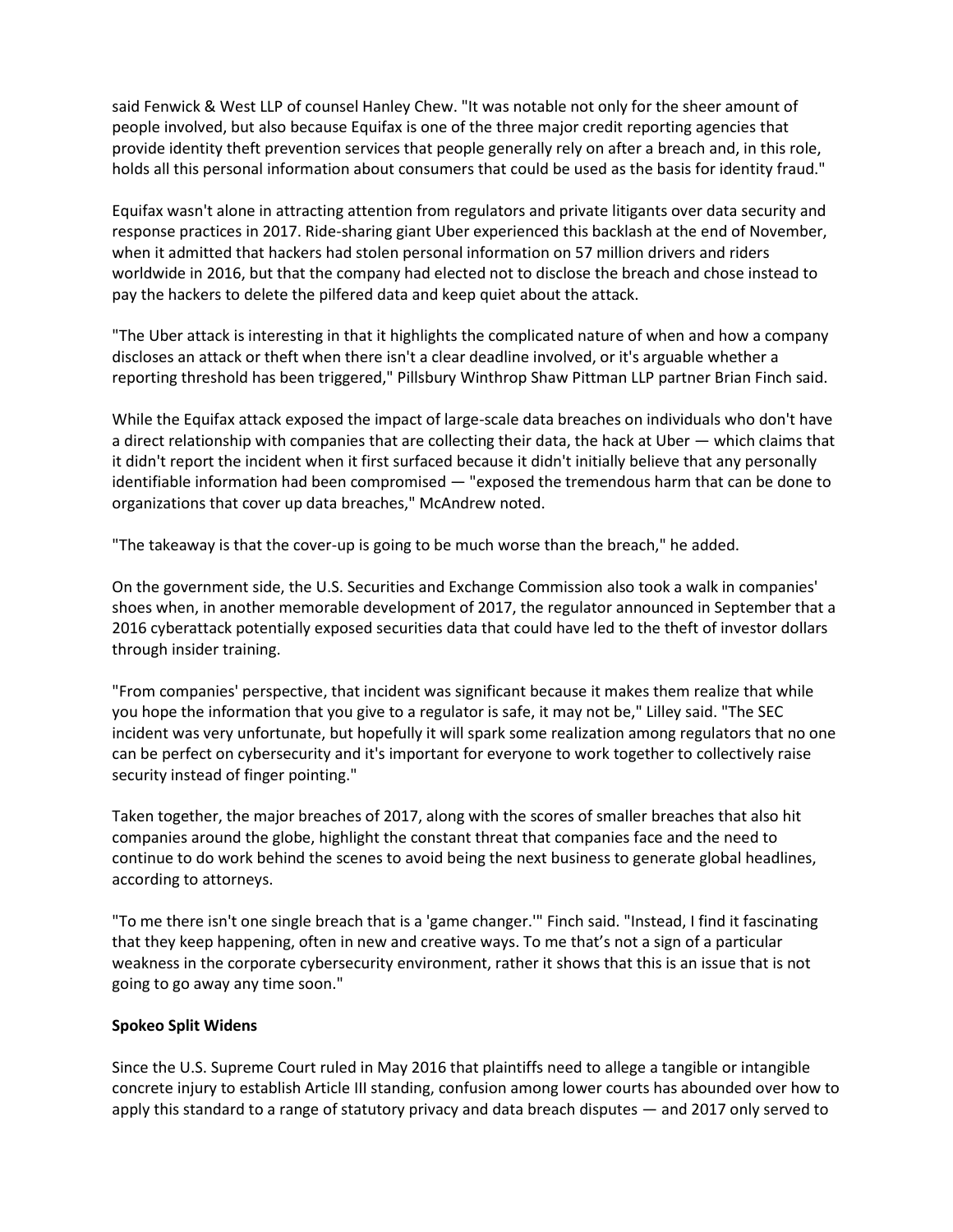said Fenwick & West LLP of counsel Hanley Chew. "It was notable not only for the sheer amount of people involved, but also because Equifax is one of the three major credit reporting agencies that provide identity theft prevention services that people generally rely on after a breach and, in this role, holds all this personal information about consumers that could be used as the basis for identity fraud."

Equifax wasn't alone in attracting attention from regulators and private litigants over data security and response practices in 2017. Ride-sharing giant Uber experienced this backlash at the end of November, when it admitted that hackers had stolen personal information on 57 million drivers and riders worldwide in 2016, but that the company had elected not to disclose the breach and chose instead to pay the hackers to delete the pilfered data and keep quiet about the attack.

"The Uber attack is interesting in that it highlights the complicated nature of when and how a company discloses an attack or theft when there isn't a clear deadline involved, or it's arguable whether a reporting threshold has been triggered," Pillsbury Winthrop Shaw Pittman LLP partner Brian Finch said.

While the Equifax attack exposed the impact of large-scale data breaches on individuals who don't have a direct relationship with companies that are collecting their data, the hack at Uber — which claims that it didn't report the incident when it first surfaced because it didn't initially believe that any personally identifiable information had been compromised — "exposed the tremendous harm that can be done to organizations that cover up data breaches," McAndrew noted.

"The takeaway is that the cover-up is going to be much worse than the breach," he added.

On the government side, the U.S. Securities and Exchange Commission also took a walk in companies' shoes when, in another memorable development of 2017, the regulator announced in September that a 2016 cyberattack potentially exposed securities data that could have led to the theft of investor dollars through insider training.

"From companies' perspective, that incident was significant because it makes them realize that while you hope the information that you give to a regulator is safe, it may not be," Lilley said. "The SEC incident was very unfortunate, but hopefully it will spark some realization among regulators that no one can be perfect on cybersecurity and it's important for everyone to work together to collectively raise security instead of finger pointing."

Taken together, the major breaches of 2017, along with the scores of smaller breaches that also hit companies around the globe, highlight the constant threat that companies face and the need to continue to do work behind the scenes to avoid being the next business to generate global headlines, according to attorneys.

"To me there isn't one single breach that is a 'game changer.'" Finch said. "Instead, I find it fascinating that they keep happening, often in new and creative ways. To me that's not a sign of a particular weakness in the corporate cybersecurity environment, rather it shows that this is an issue that is not going to go away any time soon."

**Spokeo Split Widens**

Since the U.S. Supreme Court ruled in May 2016 that plaintiffs need to allege a tangible or intangible concrete injury to establish Article III standing, confusion among lower courts has abounded over how to apply this standard to a range of statutory privacy and data breach disputes — and 2017 only served to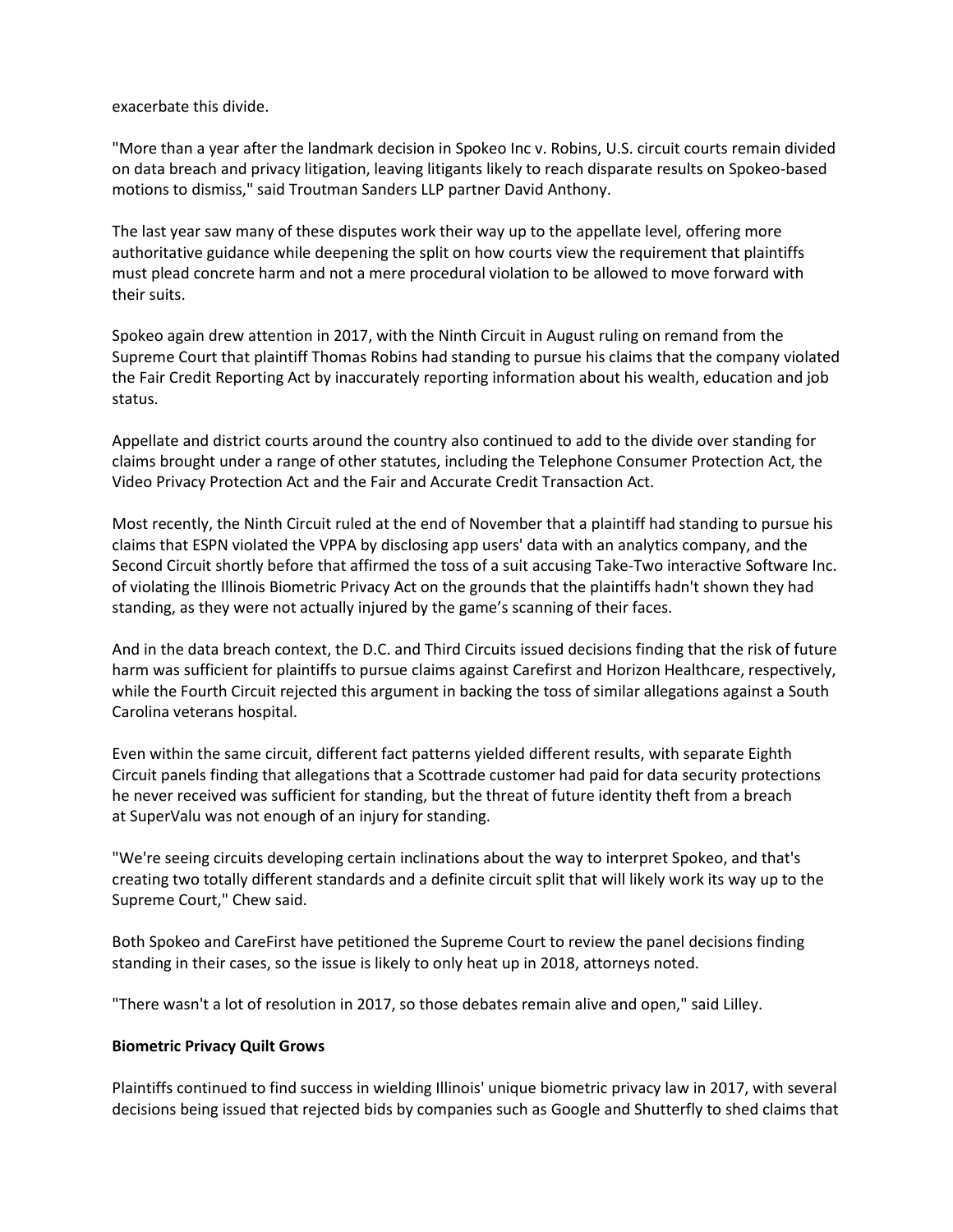exacerbate this divide.

"More than a year after the landmark decision in Spokeo Inc v. Robins, U.S. circuit courts remain divided on data breach and privacy litigation, leaving litigants likely to reach disparate results on Spokeo-based motions to dismiss," said Troutman Sanders LLP partner David Anthony.

The last year saw many of these disputes work their way up to the appellate level, offering more authoritative guidance while deepening the split on how courts view the requirement that plaintiffs must plead concrete harm and not a mere procedural violation to be allowed to move forward with their suits.

Spokeo again drew attention in 2017, with the Ninth Circuit in August ruling on remand from the Supreme Court that plaintiff Thomas Robins had standing to pursue his claims that the company violated the Fair Credit Reporting Act by inaccurately reporting information about his wealth, education and job status.

Appellate and district courts around the country also continued to add to the divide over standing for claims brought under a range of other statutes, including the Telephone Consumer Protection Act, the Video Privacy Protection Act and the Fair and Accurate Credit Transaction Act.

Most recently, the Ninth Circuit ruled at the end of November that a plaintiff had standing to pursue his claims that ESPN violated the VPPA by disclosing app users' data with an analytics company, and the Second Circuit shortly before that affirmed the toss of a suit accusing Take-Two interactive Software Inc. of violating the Illinois Biometric Privacy Act on the grounds that the plaintiffs hadn't shown they had standing, as they were not actually injured by the game's scanning of their faces.

And in the data breach context, the D.C. and Third Circuits issued decisions finding that the risk of future harm was sufficient for plaintiffs to pursue claims against Carefirst and Horizon Healthcare, respectively, while the Fourth Circuit rejected this argument in backing the toss of similar allegations against a South Carolina veterans hospital.

Even within the same circuit, different fact patterns yielded different results, with separate Eighth Circuit panels finding that allegations that a Scottrade customer had paid for data security protections he never received was sufficient for standing, but the threat of future identity theft from a breach at SuperValu was not enough of an injury for standing.

"We're seeing circuits developing certain inclinations about the way to interpret Spokeo, and that's creating two totally different standards and a definite circuit split that will likely work its way up to the Supreme Court," Chew said.

Both Spokeo and CareFirst have petitioned the Supreme Court to review the panel decisions finding standing in their cases, so the issue is likely to only heat up in 2018, attorneys noted.

"There wasn't a lot of resolution in 2017, so those debates remain alive and open," said Lilley.

**Biometric Privacy Quilt Grows**

Plaintiffs continued to find success in wielding Illinois' unique biometric privacy law in 2017, with several decisions being issued that rejected bids by companies such as Google and Shutterfly to shed claims that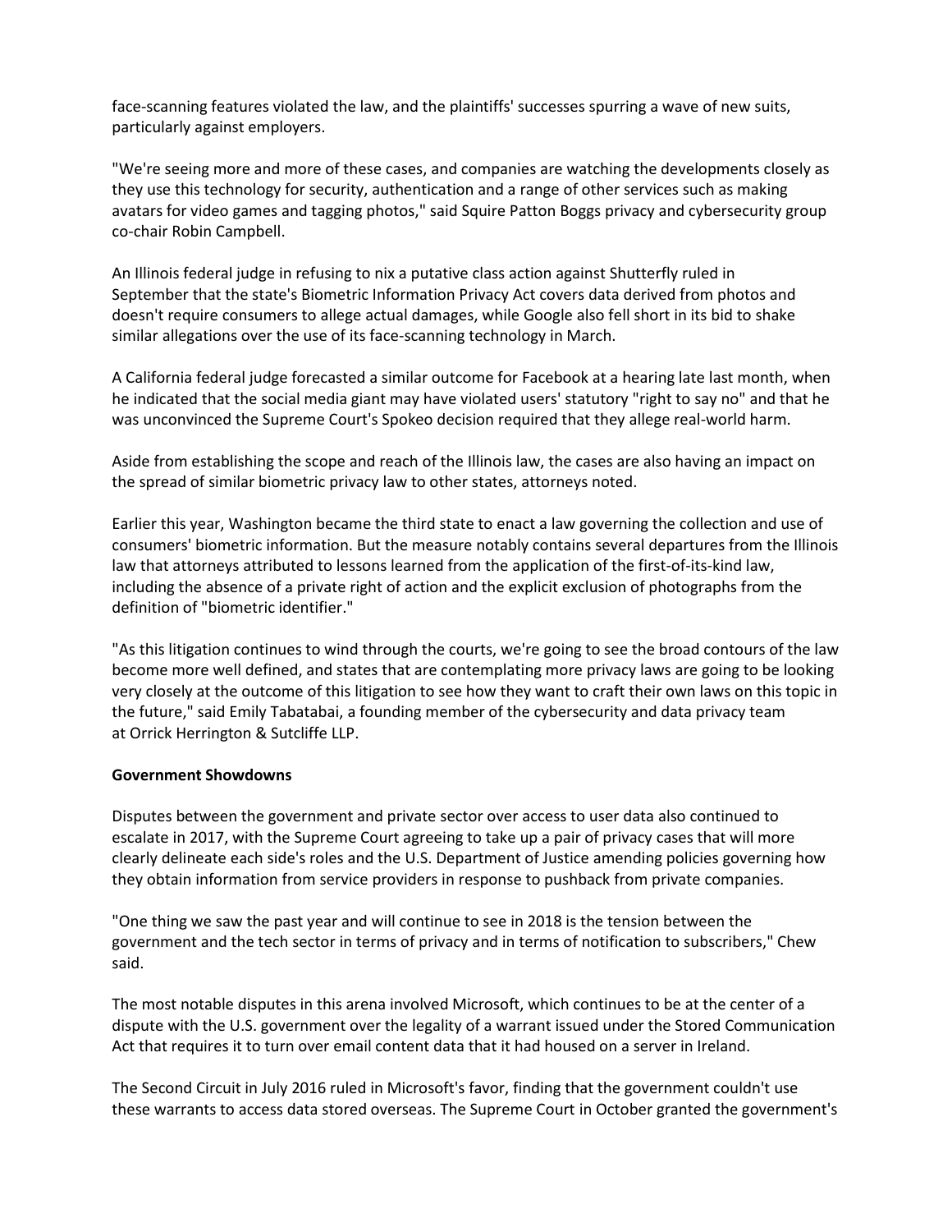face-scanning features violated the law, and the plaintiffs' successes spurring a wave of new suits, particularly against employers.

"We're seeing more and more of these cases, and companies are watching the developments closely as they use this technology for security, authentication and a range of other services such as making avatars for video games and tagging photos," said Squire Patton Boggs privacy and cybersecurity group co-chair Robin Campbell.

An Illinois federal judge in refusing to nix a putative class action against Shutterfly ruled in September that the state's Biometric Information Privacy Act covers data derived from photos and doesn't require consumers to allege actual damages, while Google also fell short in its bid to shake similar allegations over the use of its face-scanning technology in March.

A California federal judge forecasted a similar outcome for Facebook at a hearing late last month, when he indicated that the social media giant may have violated users' statutory "right to say no" and that he was unconvinced the Supreme Court's Spokeo decision required that they allege real-world harm.

Aside from establishing the scope and reach of the Illinois law, the cases are also having an impact on the spread of similar biometric privacy law to other states, attorneys noted.

Earlier this year, Washington became the third state to enact a law governing the collection and use of consumers' biometric information. But the measure notably contains several departures from the Illinois law that attorneys attributed to lessons learned from the application of the first-of-its-kind law, including the absence of a private right of action and the explicit exclusion of photographs from the definition of "biometric identifier."

"As this litigation continues to wind through the courts, we're going to see the broad contours of the law become more well defined, and states that are contemplating more privacy laws are going to be looking very closely at the outcome of this litigation to see how they want to craft their own laws on this topic in the future," said Emily Tabatabai, a founding member of the cybersecurity and data privacy team at Orrick Herrington & Sutcliffe LLP.

**Government Showdowns**

Disputes between the government and private sector over access to user data also continued to escalate in 2017, with the Supreme Court agreeing to take up a pair of privacy cases that will more clearly delineate each side's roles and the U.S. Department of Justice amending policies governing how they obtain information from service providers in response to pushback from private companies.

"One thing we saw the past year and will continue to see in 2018 is the tension between the government and the tech sector in terms of privacy and in terms of notification to subscribers," Chew said.

The most notable disputes in this arena involved Microsoft, which continues to be at the center of a dispute with the U.S. government over the legality of a warrant issued under the Stored Communication Act that requires it to turn over email content data that it had housed on a server in Ireland.

The Second Circuit in July 2016 ruled in Microsoft's favor, finding that the government couldn't use these warrants to access data stored overseas. The Supreme Court in October granted the government's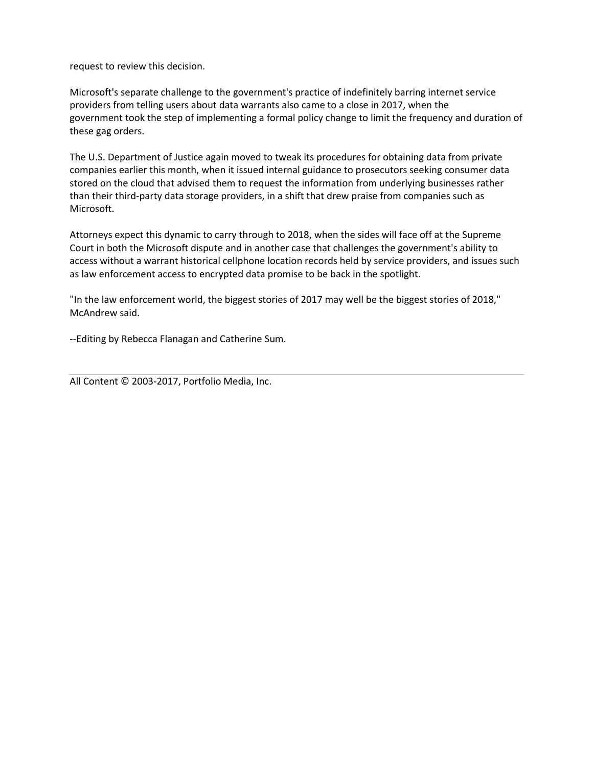request to review this decision.

Microsoft's separate challenge to the government's practice of indefinitely barring internet service providers from telling users about data warrants also came to a close in 2017, when the government took the step of implementing a formal policy change to limit the frequency and duration of these gag orders.

The U.S. Department of Justice again moved to tweak its procedures for obtaining data from private companies earlier this month, when it issued internal guidance to prosecutors seeking consumer data stored on the cloud that advised them to request the information from underlying businesses rather than their third-party data storage providers, in a shift that drew praise from companies such as Microsoft.

Attorneys expect this dynamic to carry through to 2018, when the sides will face off at the Supreme Court in both the Microsoft dispute and in another case that challenges the government's ability to access without a warrant historical cellphone location records held by service providers, and issues such as law enforcement access to encrypted data promise to be back in the spotlight.

"In the law enforcement world, the biggest stories of 2017 may well be the biggest stories of 2018," McAndrew said.

--Editing by Rebecca Flanagan and Catherine Sum.

All Content © 2003-2017, Portfolio Media, Inc.